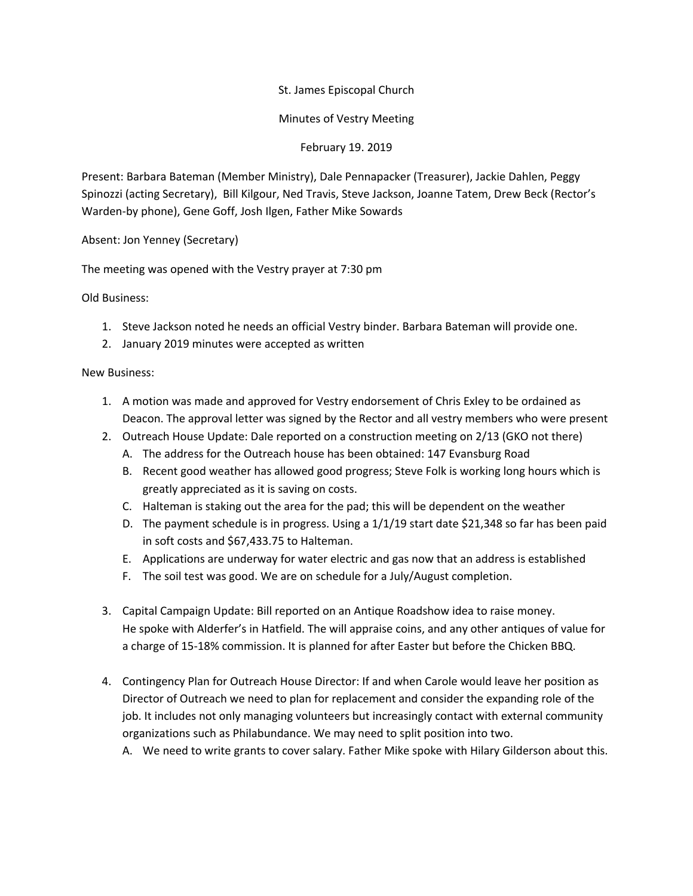St. James Episcopal Church

Minutes of Vestry Meeting

February 19. 2019

Present: Barbara Bateman (Member Ministry), Dale Pennapacker (Treasurer), Jackie Dahlen, Peggy Spinozzi (acting Secretary), Bill Kilgour, Ned Travis, Steve Jackson, Joanne Tatem, Drew Beck (Rector's Warden-by phone), Gene Goff, Josh Ilgen, Father Mike Sowards

Absent: Jon Yenney (Secretary)

The meeting was opened with the Vestry prayer at 7:30 pm

Old Business:

1. Steve Jackson noted he needs an official Vestry binder. Barbara Bateman will provide one.
2. January 2019 minutes were accepted as written

New Business:

1. A motion was made and approved for Vestry endorsement of Chris Exley to be ordained as Deacon. The approval letter was signed by the Rector and all vestry members who were present
2. Outreach House Update: Dale reported on a construction meeting on 2/13 (GKO not there)
   A. The address for the Outreach house has been obtained: 147 Evansburg Road
   B. Recent good weather has allowed good progress; Steve Folk is working long hours which is greatly appreciated as it is saving on costs.
   C. Halteman is staking out the area for the pad; this will be dependent on the weather
   D. The payment schedule is in progress. Using a 1/1/19 start date $21,348 so far has been paid in soft costs and $67,433.75 to Halteman.
   E. Applications are underway for water electric and gas now that an address is established
   F. The soil test was good. We are on schedule for a July/August completion.

3. Capital Campaign Update: Bill reported on an Antique Roadshow idea to raise money. He spoke with Alderfer's in Hatfield. The will appraise coins, and any other antiques of value for a charge of 15-18% commission. It is planned for after Easter but before the Chicken BBQ.

4. Contingency Plan for Outreach House Director: If and when Carole would leave her position as Director of Outreach we need to plan for replacement and consider the expanding role of the job. It includes not only managing volunteers but increasingly contact with external community organizations such as Philabundance. We may need to split position into two.
   A. We need to write grants to cover salary. Father Mike spoke with Hilary Gilderson about this.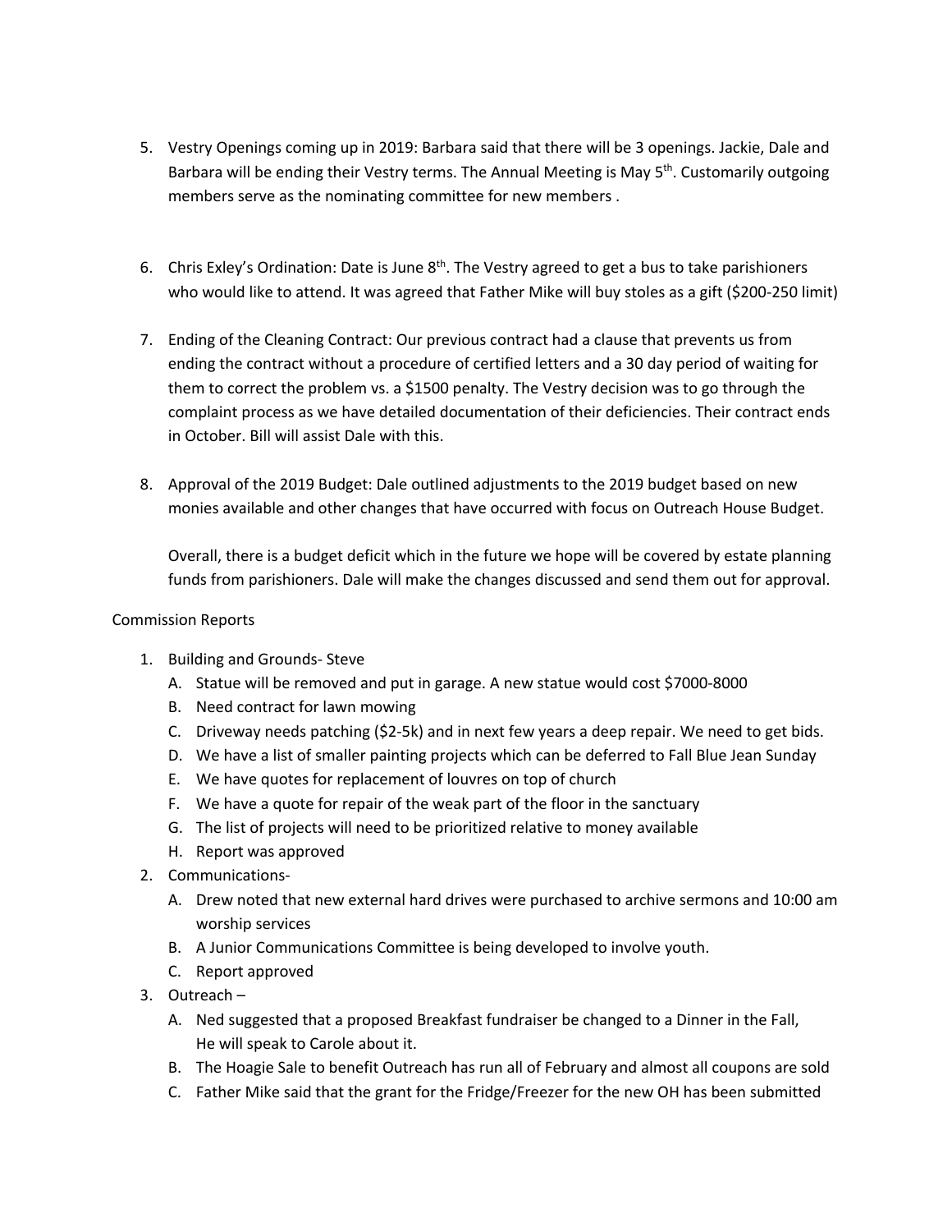5. Vestry Openings coming up in 2019: Barbara said that there will be 3 openings. Jackie, Dale and Barbara will be ending their Vestry terms. The Annual Meeting is May 5th. Customarily outgoing members serve as the nominating committee for new members .

6. Chris Exley's Ordination: Date is June 8th. The Vestry agreed to get a bus to take parishioners who would like to attend. It was agreed that Father Mike will buy stoles as a gift ($200-250 limit)

7. Ending of the Cleaning Contract: Our previous contract had a clause that prevents us from ending the contract without a procedure of certified letters and a 30 day period of waiting for them to correct the problem vs. a $1500 penalty. The Vestry decision was to go through the complaint process as we have detailed documentation of their deficiencies. Their contract ends in October. Bill will assist Dale with this.

8. Approval of the 2019 Budget: Dale outlined adjustments to the 2019 budget based on new monies available and other changes that have occurred with focus on Outreach House Budget.

   Overall, there is a budget deficit which in the future we hope will be covered by estate planning funds from parishioners. Dale will make the changes discussed and send them out for approval.

Commission Reports

1. Building and Grounds- Steve
   A. Statue will be removed and put in garage. A new statue would cost $7000-8000
   B. Need contract for lawn mowing
   C. Driveway needs patching ($2-5k) and in next few years a deep repair. We need to get bids.
   D. We have a list of smaller painting projects which can be deferred to Fall Blue Jean Sunday
   E. We have quotes for replacement of louvres on top of church
   F. We have a quote for repair of the weak part of the floor in the sanctuary
   G. The list of projects will need to be prioritized relative to money available
   H. Report was approved
2. Communications-
   A. Drew noted that new external hard drives were purchased to archive sermons and 10:00 am worship services
   B. A Junior Communications Committee is being developed to involve youth.
   C. Report approved
3. Outreach –
   A. Ned suggested that a proposed Breakfast fundraiser be changed to a Dinner in the Fall, He will speak to Carole about it.
   B. The Hoagie Sale to benefit Outreach has run all of February and almost all coupons are sold
   C. Father Mike said that the grant for the Fridge/Freezer for the new OH has been submitted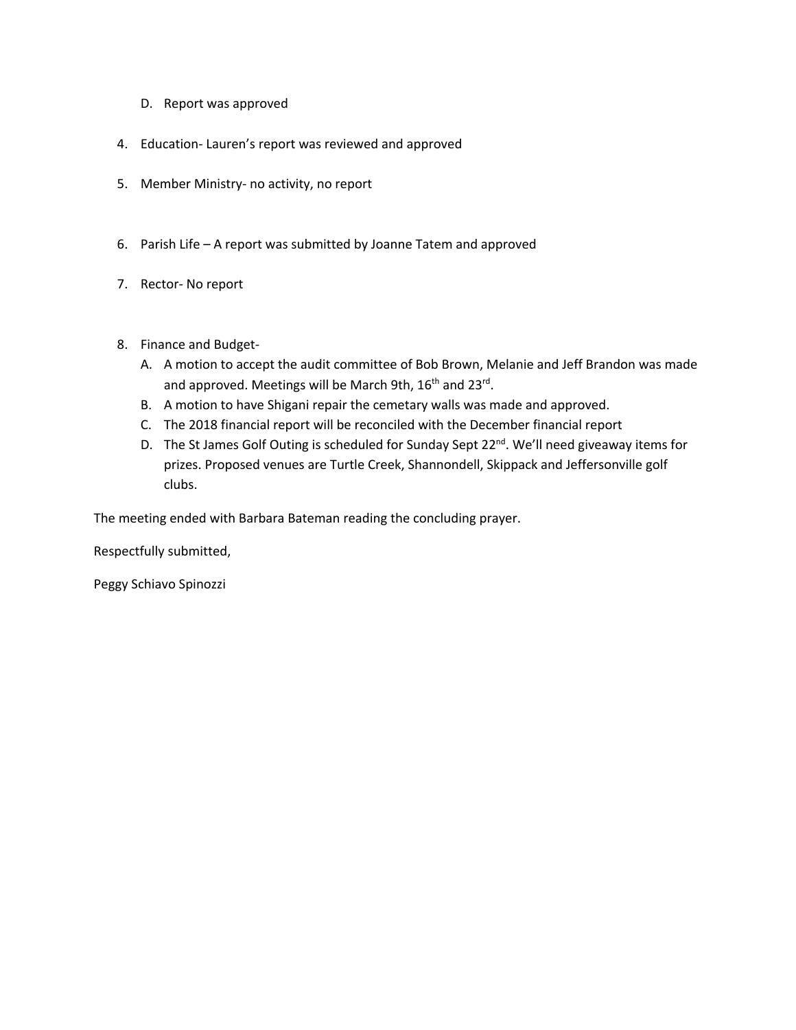D. Report was approved

4. Education- Lauren's report was reviewed and approved

5. Member Ministry- no activity, no report

6. Parish Life – A report was submitted by Joanne Tatem and approved

7. Rector- No report

8. Finance and Budget-
   A. A motion to accept the audit committee of Bob Brown, Melanie and Jeff Brandon was made and approved. Meetings will be March 9th, 16th and 23rd.
   B. A motion to have Shigani repair the cemetary walls was made and approved.
   C. The 2018 financial report will be reconciled with the December financial report
   D. The St James Golf Outing is scheduled for Sunday Sept 22nd. We'll need giveaway items for prizes. Proposed venues are Turtle Creek, Shannondell, Skippack and Jeffersonville golf clubs.

The meeting ended with Barbara Bateman reading the concluding prayer.

Respectfully submitted,

Peggy Schiavo Spinozzi